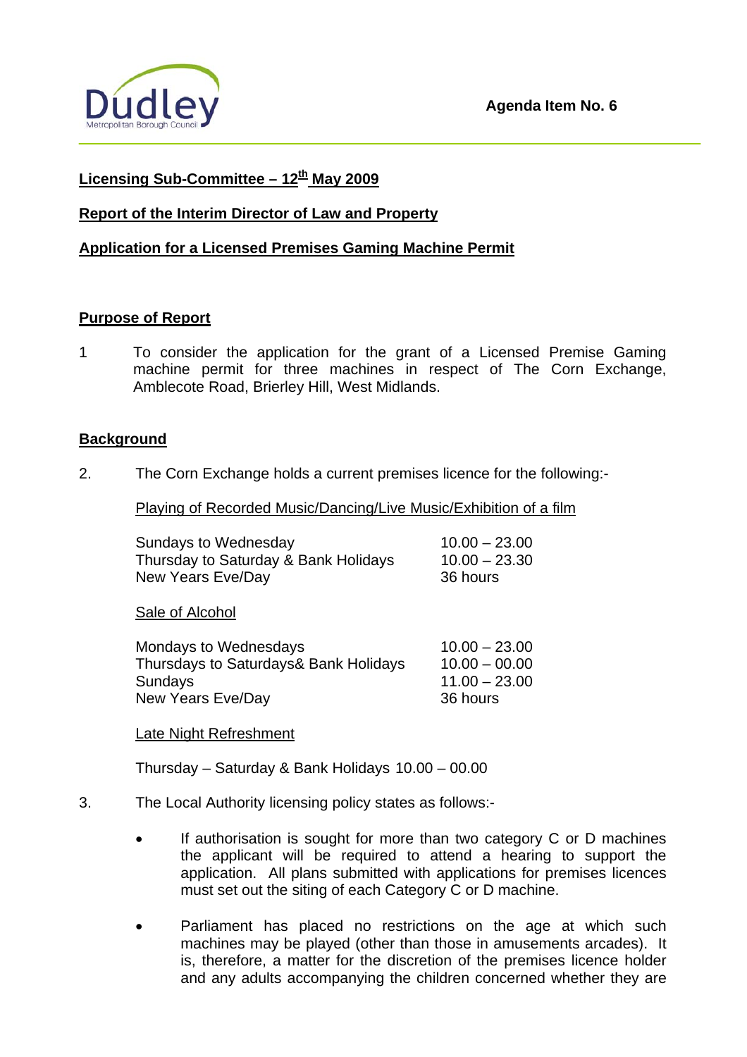**Agenda Item No. 6**

**Licensing Sub-Committee – 12th May 2009**

**Report of the Interim Director of Law and Property**

**Application for a Licensed Premises Gaming Machine Permit**

**Purpose of Report**

1 To consider the application for the grant of a Licensed Premise Gaming machine permit for three machines in respect of The Corn Exchange, Amblecote Road, Brierley Hill, West Midlands.

**Background**

2. The Corn Exchange holds a current premises licence for the following:-

Playing of Recorded Music/Dancing/Live Music/Exhibition of a film

| | |
|---|---|
| Sundays to Wednesday | 10.00 – 23.00 |
| Thursday to Saturday & Bank Holidays | 10.00 – 23.30 |
| New Years Eve/Day | 36 hours |

Sale of Alcohol

| | |
|---|---|
| Mondays to Wednesdays | 10.00 – 23.00 |
| Thursdays to Saturdays& Bank Holidays | 10.00 – 00.00 |
| Sundays | 11.00 – 23.00 |
| New Years Eve/Day | 36 hours |

Late Night Refreshment

Thursday – Saturday & Bank Holidays 10.00 – 00.00

3. The Local Authority licensing policy states as follows:-

- If authorisation is sought for more than two category C or D machines the applicant will be required to attend a hearing to support the application. All plans submitted with applications for premises licences must set out the siting of each Category C or D machine.

- Parliament has placed no restrictions on the age at which such machines may be played (other than those in amusements arcades). It is, therefore, a matter for the discretion of the premises licence holder and any adults accompanying the children concerned whether they are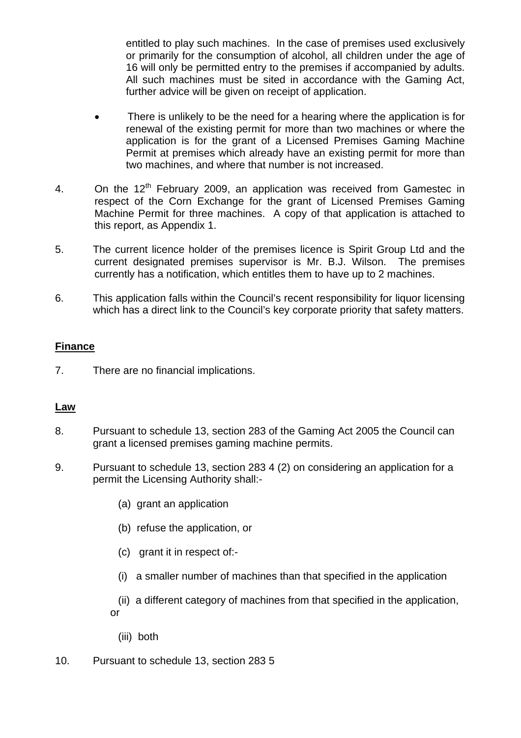entitled to play such machines. In the case of premises used exclusively or primarily for the consumption of alcohol, all children under the age of 16 will only be permitted entry to the premises if accompanied by adults. All such machines must be sited in accordance with the Gaming Act, further advice will be given on receipt of application.

- There is unlikely to be the need for a hearing where the application is for renewal of the existing permit for more than two machines or where the application is for the grant of a Licensed Premises Gaming Machine Permit at premises which already have an existing permit for more than two machines, and where that number is not increased.

4. On the 12th February 2009, an application was received from Gamestec in respect of the Corn Exchange for the grant of Licensed Premises Gaming Machine Permit for three machines. A copy of that application is attached to this report, as Appendix 1.

5. The current licence holder of the premises licence is Spirit Group Ltd and the current designated premises supervisor is Mr. B.J. Wilson. The premises currently has a notification, which entitles them to have up to 2 machines.

6. This application falls within the Council's recent responsibility for liquor licensing which has a direct link to the Council's key corporate priority that safety matters.

**Finance**

7. There are no financial implications.

**Law**

8. Pursuant to schedule 13, section 283 of the Gaming Act 2005 the Council can grant a licensed premises gaming machine permits.

9. Pursuant to schedule 13, section 283 4 (2) on considering an application for a permit the Licensing Authority shall:-

   (a) grant an application

   (b) refuse the application, or

   (c) grant it in respect of:-

   (i) a smaller number of machines than that specified in the application

   (ii) a different category of machines from that specified in the application, or

   (iii) both

10. Pursuant to schedule 13, section 283 5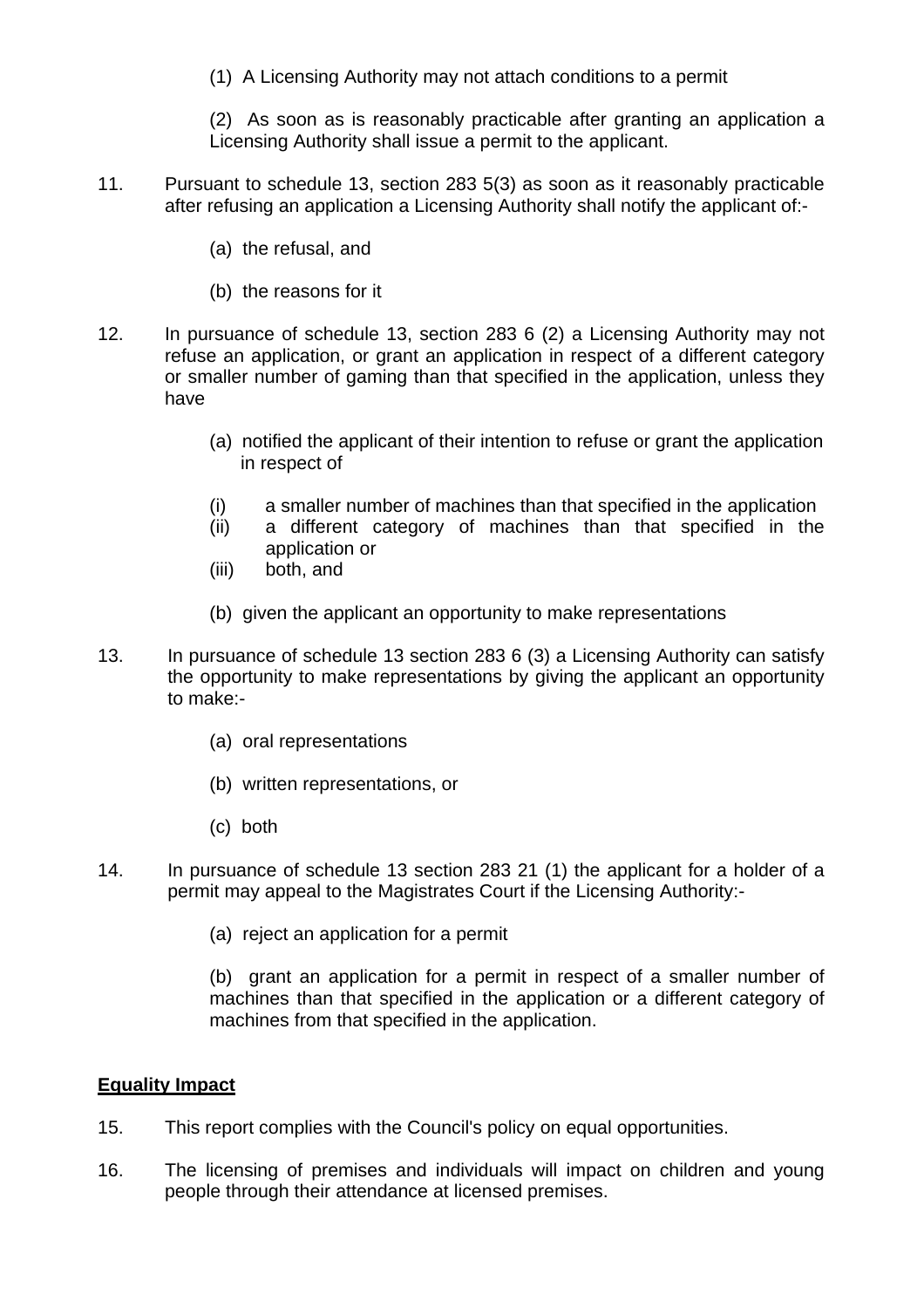(1) A Licensing Authority may not attach conditions to a permit

(2) As soon as is reasonably practicable after granting an application a Licensing Authority shall issue a permit to the applicant.

11. Pursuant to schedule 13, section 283 5(3) as soon as it reasonably practicable after refusing an application a Licensing Authority shall notify the applicant of:-

    (a) the refusal, and

    (b) the reasons for it

12. In pursuance of schedule 13, section 283 6 (2) a Licensing Authority may not refuse an application, or grant an application in respect of a different category or smaller number of gaming than that specified in the application, unless they have

    (a) notified the applicant of their intention to refuse or grant the application in respect of

    (i) a smaller number of machines than that specified in the application
    (ii) a different category of machines than that specified in the application or
    (iii) both, and

    (b) given the applicant an opportunity to make representations

13. In pursuance of schedule 13 section 283 6 (3) a Licensing Authority can satisfy the opportunity to make representations by giving the applicant an opportunity to make:-

    (a) oral representations

    (b) written representations, or

    (c) both

14. In pursuance of schedule 13 section 283 21 (1) the applicant for a holder of a permit may appeal to the Magistrates Court if the Licensing Authority:-

    (a) reject an application for a permit

    (b) grant an application for a permit in respect of a smaller number of machines than that specified in the application or a different category of machines from that specified in the application.

**Equality Impact**

15. This report complies with the Council's policy on equal opportunities.

16. The licensing of premises and individuals will impact on children and young people through their attendance at licensed premises.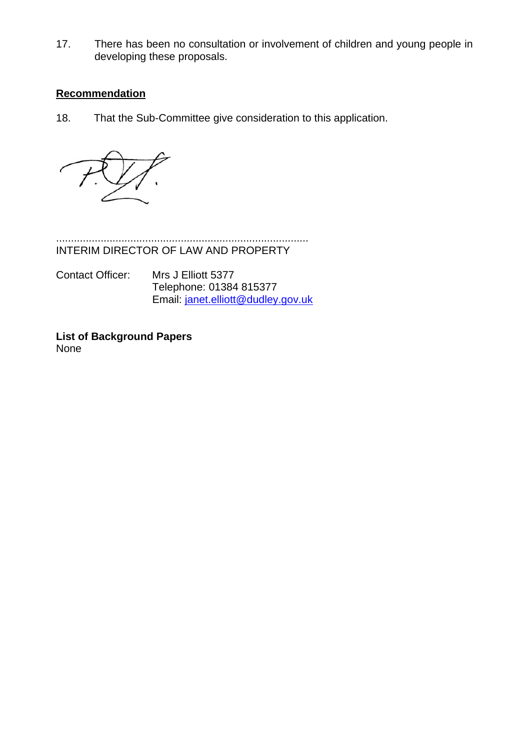17. There has been no consultation or involvement of children and young people in developing these proposals.

**Recommendation**

18. That the Sub-Committee give consideration to this application.

....................................................................................
INTERIM DIRECTOR OF LAW AND PROPERTY

Contact Officer: Mrs J Elliott 5377
Telephone: 01384 815377
Email: janet.elliott@dudley.gov.uk

**List of Background Papers**
None